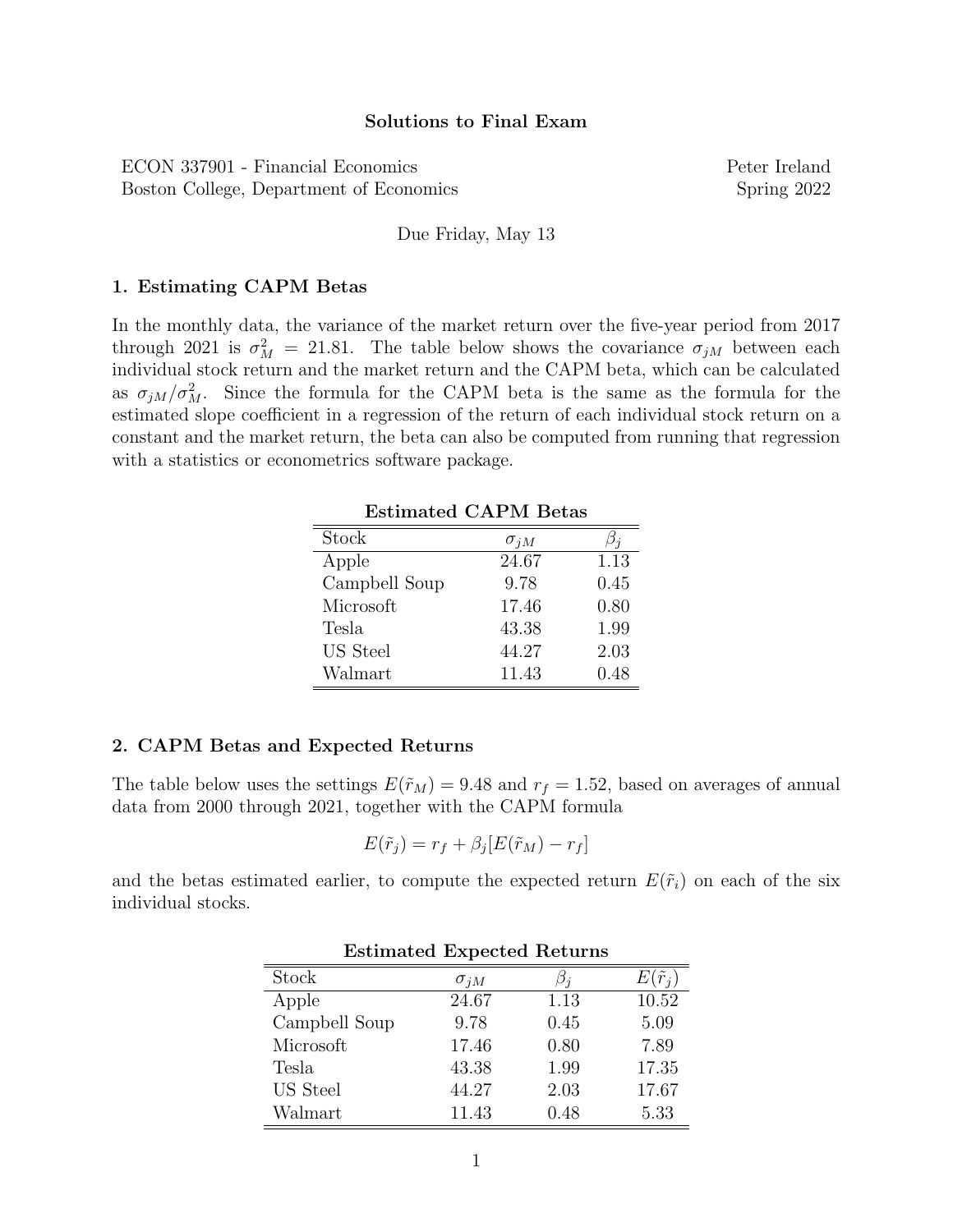# Solutions to Final Exam

ECON 337901 - Financial Economics
Boston College, Department of Economics

Peter Ireland
Spring 2022

Due Friday, May 13

## 1. Estimating CAPM Betas

In the monthly data, the variance of the market return over the five-year period from 2017 through 2021 is $\sigma_M^2 = 21.81$. The table below shows the covariance $\sigma_{jM}$ between each individual stock return and the market return and the CAPM beta, which can be calculated as $\sigma_{jM}/\sigma_M^2$. Since the formula for the CAPM beta is the same as the formula for the estimated slope coefficient in a regression of the return of each individual stock return on a constant and the market return, the beta can also be computed from running that regression with a statistics or econometrics software package.

**Estimated CAPM Betas**

| Stock | $\sigma_{jM}$ | $\beta_j$ |
|---|---|---|
| Apple | 24.67 | 1.13 |
| Campbell Soup | 9.78 | 0.45 |
| Microsoft | 17.46 | 0.80 |
| Tesla | 43.38 | 1.99 |
| US Steel | 44.27 | 2.03 |
| Walmart | 11.43 | 0.48 |

## 2. CAPM Betas and Expected Returns

The table below uses the settings $E(\tilde{r}_M) = 9.48$ and $r_f = 1.52$, based on averages of annual data from 2000 through 2021, together with the CAPM formula

$$E(\tilde{r}_j) = r_f + \beta_j[E(\tilde{r}_M) - r_f]$$

and the betas estimated earlier, to compute the expected return $E(\tilde{r}_i)$ on each of the six individual stocks.

**Estimated Expected Returns**

| Stock | $\sigma_{jM}$ | $\beta_j$ | $E(\tilde{r}_j)$ |
|---|---|---|---|
| Apple | 24.67 | 1.13 | 10.52 |
| Campbell Soup | 9.78 | 0.45 | 5.09 |
| Microsoft | 17.46 | 0.80 | 7.89 |
| Tesla | 43.38 | 1.99 | 17.35 |
| US Steel | 44.27 | 2.03 | 17.67 |
| Walmart | 11.43 | 0.48 | 5.33 |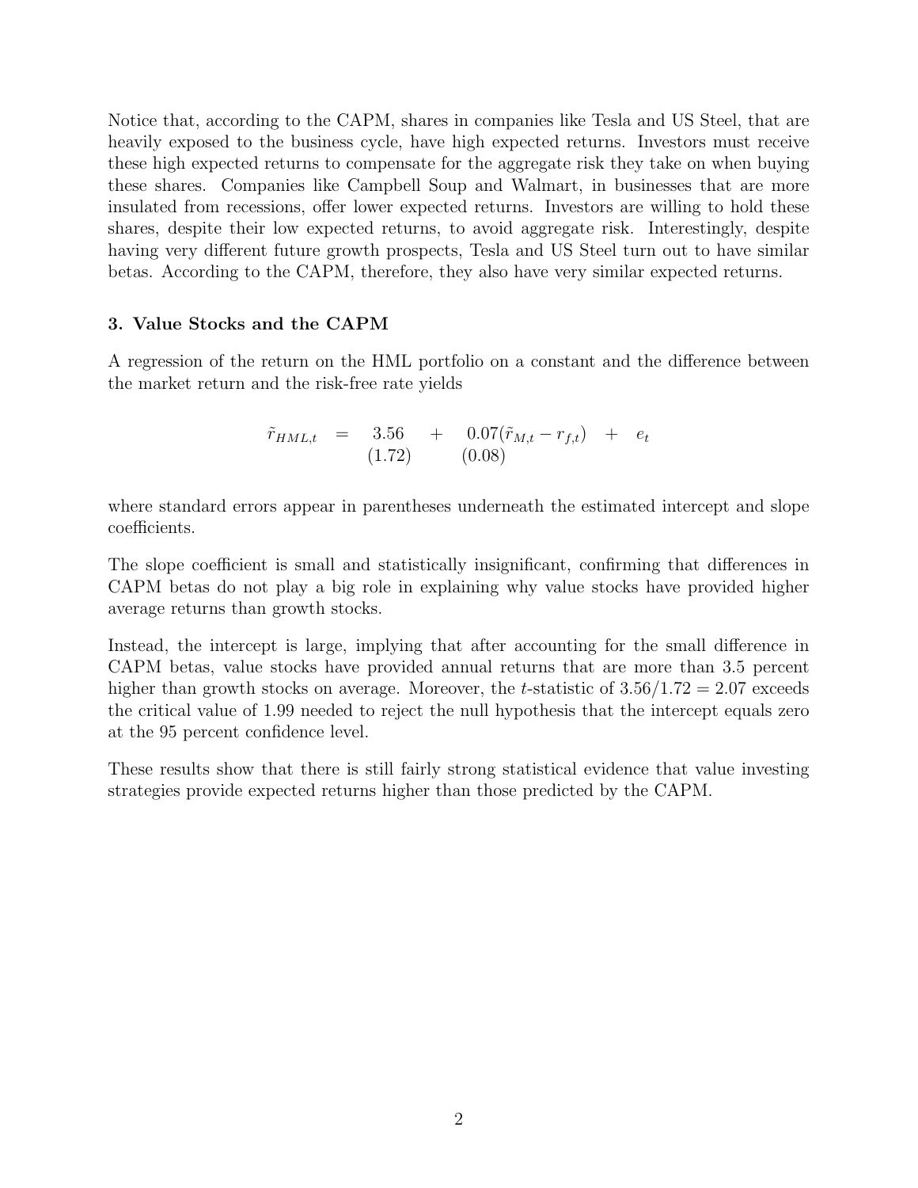Notice that, according to the CAPM, shares in companies like Tesla and US Steel, that are heavily exposed to the business cycle, have high expected returns. Investors must receive these high expected returns to compensate for the aggregate risk they take on when buying these shares. Companies like Campbell Soup and Walmart, in businesses that are more insulated from recessions, offer lower expected returns. Investors are willing to hold these shares, despite their low expected returns, to avoid aggregate risk. Interestingly, despite having very different future growth prospects, Tesla and US Steel turn out to have similar betas. According to the CAPM, therefore, they also have very similar expected returns.

### 3. Value Stocks and the CAPM

A regression of the return on the HML portfolio on a constant and the difference between the market return and the risk-free rate yields

$$\tilde{r}_{HML,t} = \underset{(1.72)}{3.56} + \underset{(0.08)}{0.07}(\tilde{r}_{M,t} - r_{f,t}) + e_t$$

where standard errors appear in parentheses underneath the estimated intercept and slope coefficients.

The slope coefficient is small and statistically insignificant, confirming that differences in CAPM betas do not play a big role in explaining why value stocks have provided higher average returns than growth stocks.

Instead, the intercept is large, implying that after accounting for the small difference in CAPM betas, value stocks have provided annual returns that are more than 3.5 percent higher than growth stocks on average. Moreover, the $t$-statistic of $3.56/1.72 = 2.07$ exceeds the critical value of 1.99 needed to reject the null hypothesis that the intercept equals zero at the 95 percent confidence level.

These results show that there is still fairly strong statistical evidence that value investing strategies provide expected returns higher than those predicted by the CAPM.